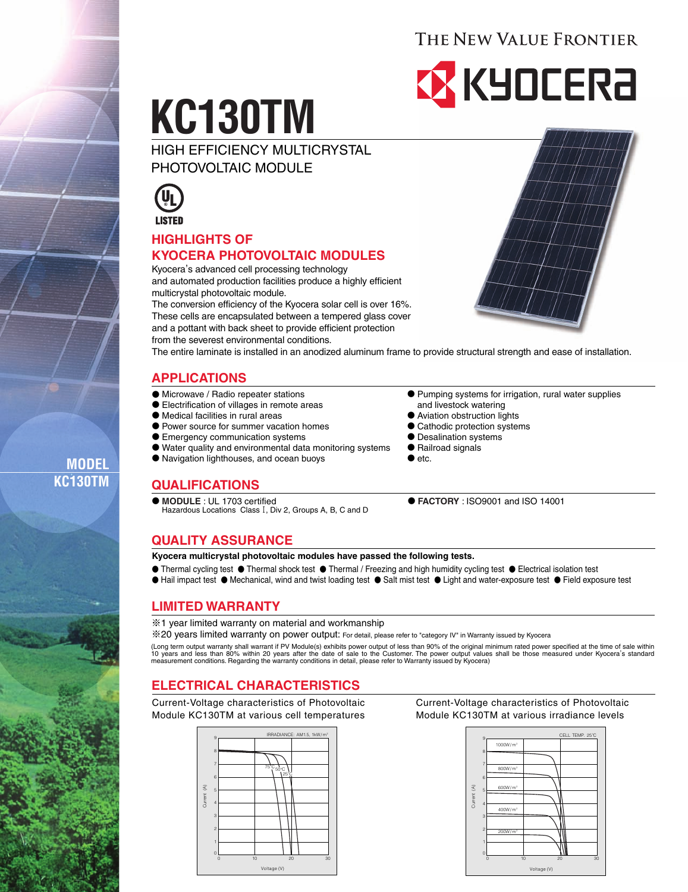THE NEW VALUE FRONTIER

KYOCERA

# KC130TM

HIGH EFFICIENCY MULTICRYSTAL PHOTOVOLTAIC MODULE

UL LISTED

## HIGHLIGHTS OF KYOCERA PHOTOVOLTAIC MODULES

Kyocera's advanced cell processing technology and automated production facilities produce a highly efficient multicrystal photovoltaic module.
The conversion efficiency of the Kyocera solar cell is over 16%.
These cells are encapsulated between a tempered glass cover and a pottant with back sheet to provide efficient protection from the severest environmental conditions.
The entire laminate is installed in an anodized aluminum frame to provide structural strength and ease of installation.

MODEL KC130TM

## APPLICATIONS

- Microwave / Radio repeater stations
- Electrification of villages in remote areas
- Medical facilities in rural areas
- Power source for summer vacation homes
- Emergency communication systems
- Water quality and environmental data monitoring systems
- Navigation lighthouses, and ocean buoys
- Pumping systems for irrigation, rural water supplies and livestock watering
- Aviation obstruction lights
- Cathodic protection systems
- Desalination systems
- Railroad signals
- etc.

## QUALIFICATIONS

- **MODULE** : UL 1703 certified
  Hazardous Locations Class Ⅰ, Div 2, Groups A, B, C and D
- **FACTORY** : ISO9001 and ISO 14001

## QUALITY ASSURANCE

**Kyocera multicrystal photovoltaic modules have passed the following tests.**

- Thermal cycling test
- Thermal shock test
- Thermal / Freezing and high humidity cycling test
- Electrical isolation test
- Hail impact test
- Mechanical, wind and twist loading test
- Salt mist test
- Light and water-exposure test
- Field exposure test

## LIMITED WARRANTY

※1 year limited warranty on material and workmanship

※20 years limited warranty on power output: For detail, please refer to "category IV" in Warranty issued by Kyocera

(Long term output warranty shall warrant if PV Module(s) exhibits power output of less than 90% of the original minimum rated power specified at the time of sale within 10 years and less than 80% within 20 years after the date of sale to the Customer. The power output values shall be those measured under Kyocera's standard measurement conditions. Regarding the warranty conditions in detail, please refer to Warranty issued by Kyocera)

## ELECTRICAL CHARACTERISTICS

Current-Voltage characteristics of Photovoltaic Module KC130TM at various cell temperatures

Current-Voltage characteristics of Photovoltaic Module KC130TM at various irradiance levels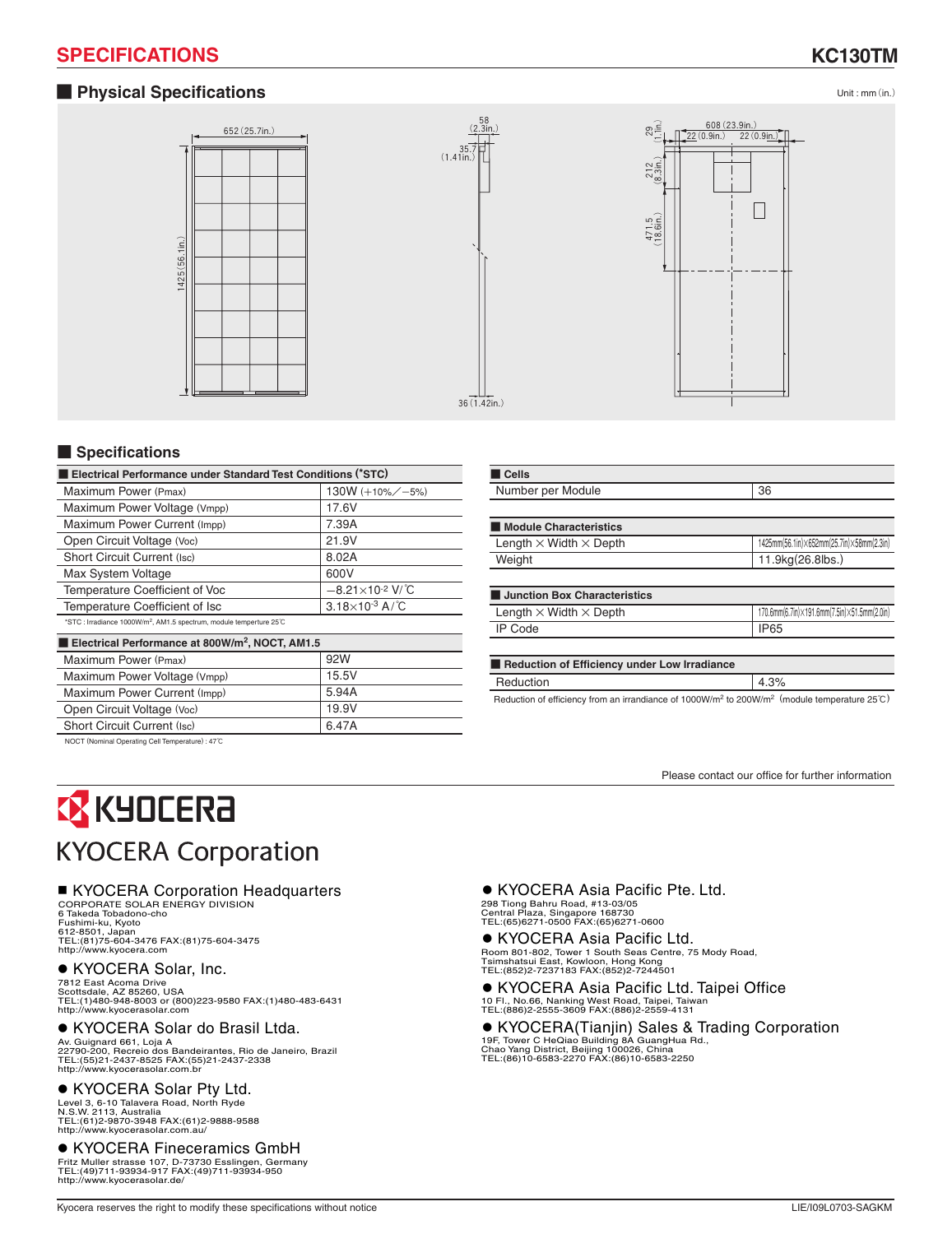## SPECIFICATIONS

**KC130TM**

### ■ Physical Specifications

Unit : mm (in.)

652 (25.7in.)
1425 (56.1in.)
58 (2.3in.)
35.7 (1.41in.)
36 (1.42in.)
608 (23.9in.)
22 (0.9in.)
22 (0.9in.)
29 (1.1in.)
212 (8.3in.)
471.5 (18.6in.)

### ■ Specifications

| ■ Electrical Performance under Standard Test Conditions (*STC) | |
|---|---|
| Maximum Power (Pmax) | 130W (+10%／−5%) |
| Maximum Power Voltage (Vmpp) | 17.6V |
| Maximum Power Current (Impp) | 7.39A |
| Open Circuit Voltage (Voc) | 21.9V |
| Short Circuit Current (Isc) | 8.02A |
| Max System Voltage | 600V |
| Temperature Coefficient of Voc | $-8.21\times10^{-2}$ V/℃ |
| Temperature Coefficient of Isc | $3.18\times10^{-3}$ A/℃ |

*STC : Irradiance 1000W/m², AM1.5 spectrum, module temperture 25℃

| ■ Electrical Performance at 800W/m², NOCT, AM1.5 | |
|---|---|
| Maximum Power (Pmax) | 92W |
| Maximum Power Voltage (Vmpp) | 15.5V |
| Maximum Power Current (Impp) | 5.94A |
| Open Circuit Voltage (Voc) | 19.9V |
| Short Circuit Current (Isc) | 6.47A |

NOCT (Nominal Operating Cell Temperature) : 47℃

| ■ Cells | |
|---|---|
| Number per Module | 36 |

| ■ Module Characteristics | |
|---|---|
| Length × Width × Depth | 1425mm(56.1in)×652mm(25.7in)×58mm(2.3in) |
| Weight | 11.9kg(26.8lbs.) |

| ■ Junction Box Characteristics | |
|---|---|
| Length × Width × Depth | 170.6mm(6.7in)×191.6mm(7.5in)×51.5mm(2.0in) |
| IP Code | IP65 |

| ■ Reduction of Efficiency under Low Irradiance | |
|---|---|
| Reduction | 4.3% |

Reduction of efficiency from an irrandiance of 1000W/m² to 200W/m² (module temperature 25℃)

Please contact our office for further information

# KYOCERA

## KYOCERA Corporation

**■ KYOCERA Corporation Headquarters**
CORPORATE SOLAR ENERGY DIVISION
6 Takeda Tobadono-cho
Fushimi-ku, Kyoto
612-8501, Japan
TEL:(81)75-604-3476 FAX:(81)75-604-3475
http://www.kyocera.com

**● KYOCERA Solar, Inc.**
7812 East Acoma Drive
Scottsdale, AZ 85260, USA
TEL:(1)480-948-8003 or (800)223-9580 FAX:(1)480-483-6431
http://www.kyocerasolar.com

**● KYOCERA Solar do Brasil Ltda.**
Av. Guignard 661, Loja A
22790-200, Recreio dos Bandeirantes, Rio de Janeiro, Brazil
TEL:(55)21-2437-8525 FAX:(55)21-2437-2338
http://www.kyocerasolar.com.br

**● KYOCERA Solar Pty Ltd.**
Level 3, 6-10 Talavera Road, North Ryde
N.S.W. 2113, Australia
TEL:(61)2-9870-3948 FAX:(61)2-9888-9588
http://www.kyocerasolar.com.au/

**● KYOCERA Fineceramics GmbH**
Fritz Muller strasse 107, D-73730 Esslingen, Germany
TEL:(49)711-93934-917 FAX:(49)711-93934-950
http://www.kyocerasolar.de/

**● KYOCERA Asia Pacific Pte. Ltd.**
298 Tiong Bahru Road, #13-03/05
Central Plaza, Singapore 168730
TEL:(65)6271-0500 FAX:(65)6271-0600

**● KYOCERA Asia Pacific Ltd.**
Room 801-802, Tower 1 South Seas Centre, 75 Mody Road,
Tsimshatsui East, Kowloon, Hong Kong
TEL:(852)2-7237183 FAX:(852)2-7244501

**● KYOCERA Asia Pacific Ltd. Taipei Office**
10 Fl., No.66, Nanking West Road, Taipei, Taiwan
TEL:(886)2-2555-3609 FAX:(886)2-2559-4131

**● KYOCERA(Tianjin) Sales & Trading Corporation**
19F, Tower C HeQiao Building 8A GuangHua Rd.,
Chao Yang District, Beijing 100026, China
TEL:(86)10-6583-2270 FAX:(86)10-6583-2250

Kyocera reserves the right to modify these specifications without notice

LIE/I09L0703-SAGKM